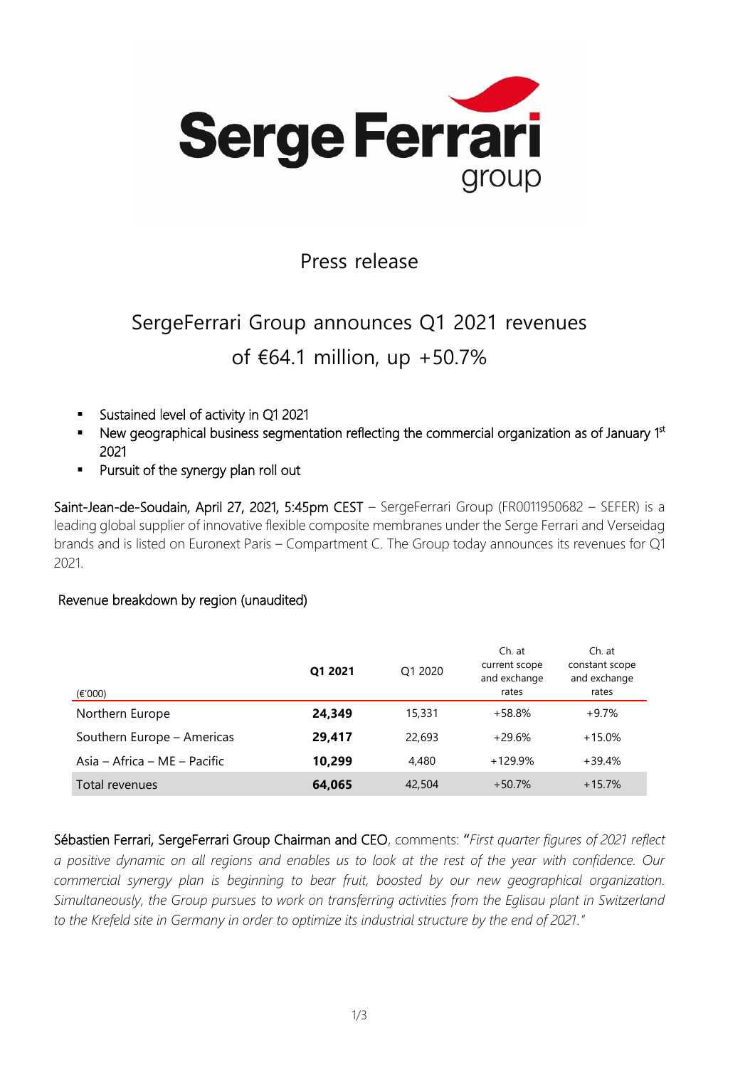Press release

# SergeFerrari Group announces Q1 2021 revenues of €64.1 million, up +50.7%

- Sustained level of activity in Q1 2021
- New geographical business segmentation reflecting the commercial organization as of January 1st 2021
- Pursuit of the synergy plan roll out

Saint-Jean-de-Soudain, April 27, 2021, 5:45pm CEST – SergeFerrari Group (FR0011950682 – SEFER) is a leading global supplier of innovative flexible composite membranes under the Serge Ferrari and Verseidag brands and is listed on Euronext Paris – Compartment C. The Group today announces its revenues for Q1 2021.

## Revenue breakdown by region (unaudited)

| (€'000) | **Q1 2021** | Q1 2020 | Ch. at current scope and exchange rates | Ch. at constant scope and exchange rates |
|---|---|---|---|---|
| Northern Europe | **24,349** | 15,331 | +58.8% | +9.7% |
| Southern Europe – Americas | **29,417** | 22,693 | +29.6% | +15.0% |
| Asia – Africa – ME – Pacific | **10,299** | 4,480 | +129.9% | +39.4% |
| Total revenues | **64,065** | 42,504 | +50.7% | +15.7% |

Sébastien Ferrari, SergeFerrari Group Chairman and CEO, comments: "*First quarter figures of 2021 reflect a positive dynamic on all regions and enables us to look at the rest of the year with confidence. Our commercial synergy plan is beginning to bear fruit, boosted by our new geographical organization. Simultaneously, the Group pursues to work on transferring activities from the Eglisau plant in Switzerland to the Krefeld site in Germany in order to optimize its industrial structure by the end of 2021.*"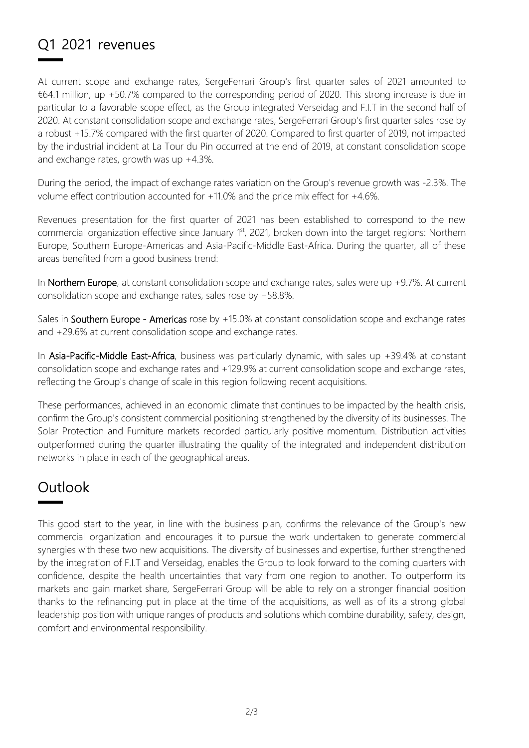## Q1 2021 revenues

At current scope and exchange rates, SergeFerrari Group's first quarter sales of 2021 amounted to €64.1 million, up +50.7% compared to the corresponding period of 2020. This strong increase is due in particular to a favorable scope effect, as the Group integrated Verseidag and F.I.T in the second half of 2020. At constant consolidation scope and exchange rates, SergeFerrari Group's first quarter sales rose by a robust +15.7% compared with the first quarter of 2020. Compared to first quarter of 2019, not impacted by the industrial incident at La Tour du Pin occurred at the end of 2019, at constant consolidation scope and exchange rates, growth was up +4.3%.

During the period, the impact of exchange rates variation on the Group's revenue growth was -2.3%. The volume effect contribution accounted for +11.0% and the price mix effect for +4.6%.

Revenues presentation for the first quarter of 2021 has been established to correspond to the new commercial organization effective since January 1st, 2021, broken down into the target regions: Northern Europe, Southern Europe-Americas and Asia-Pacific-Middle East-Africa. During the quarter, all of these areas benefited from a good business trend:

In **Northern Europe**, at constant consolidation scope and exchange rates, sales were up +9.7%. At current consolidation scope and exchange rates, sales rose by +58.8%.

Sales in **Southern Europe - Americas** rose by +15.0% at constant consolidation scope and exchange rates and +29.6% at current consolidation scope and exchange rates.

In **Asia-Pacific-Middle East-Africa**, business was particularly dynamic, with sales up +39.4% at constant consolidation scope and exchange rates and +129.9% at current consolidation scope and exchange rates, reflecting the Group's change of scale in this region following recent acquisitions.

These performances, achieved in an economic climate that continues to be impacted by the health crisis, confirm the Group's consistent commercial positioning strengthened by the diversity of its businesses. The Solar Protection and Furniture markets recorded particularly positive momentum. Distribution activities outperformed during the quarter illustrating the quality of the integrated and independent distribution networks in place in each of the geographical areas.

## Outlook

This good start to the year, in line with the business plan, confirms the relevance of the Group's new commercial organization and encourages it to pursue the work undertaken to generate commercial synergies with these two new acquisitions. The diversity of businesses and expertise, further strengthened by the integration of F.I.T and Verseidag, enables the Group to look forward to the coming quarters with confidence, despite the health uncertainties that vary from one region to another. To outperform its markets and gain market share, SergeFerrari Group will be able to rely on a stronger financial position thanks to the refinancing put in place at the time of the acquisitions, as well as of its a strong global leadership position with unique ranges of products and solutions which combine durability, safety, design, comfort and environmental responsibility.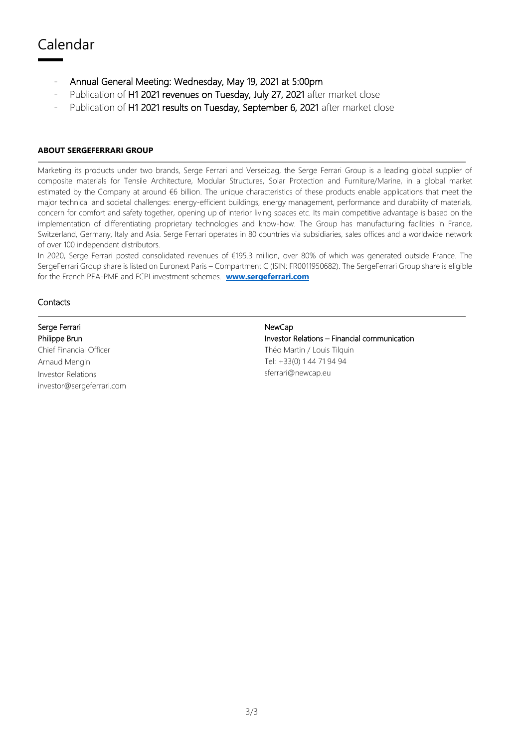# Calendar

- Annual General Meeting: Wednesday, May 19, 2021 at 5:00pm
- Publication of H1 2021 revenues on Tuesday, July 27, 2021 after market close
- Publication of H1 2021 results on Tuesday, September 6, 2021 after market close

**ABOUT SERGEFERRARI GROUP**

Marketing its products under two brands, Serge Ferrari and Verseidag, the Serge Ferrari Group is a leading global supplier of composite materials for Tensile Architecture, Modular Structures, Solar Protection and Furniture/Marine, in a global market estimated by the Company at around €6 billion. The unique characteristics of these products enable applications that meet the major technical and societal challenges: energy-efficient buildings, energy management, performance and durability of materials, concern for comfort and safety together, opening up of interior living spaces etc. Its main competitive advantage is based on the implementation of differentiating proprietary technologies and know-how. The Group has manufacturing facilities in France, Switzerland, Germany, Italy and Asia. Serge Ferrari operates in 80 countries via subsidiaries, sales offices and a worldwide network of over 100 independent distributors.

In 2020, Serge Ferrari posted consolidated revenues of €195.3 million, over 80% of which was generated outside France. The SergeFerrari Group share is listed on Euronext Paris – Compartment C (ISIN: FR0011950682). The SergeFerrari Group share is eligible for the French PEA-PME and FCPI investment schemes. **www.sergeferrari.com**

## Contacts

Serge Ferrari
Philippe Brun
Chief Financial Officer
Arnaud Mengin
Investor Relations
investor@sergeferrari.com

NewCap
Investor Relations – Financial communication
Théo Martin / Louis Tilquin
Tel: +33(0) 1 44 71 94 94
sferrari@newcap.eu